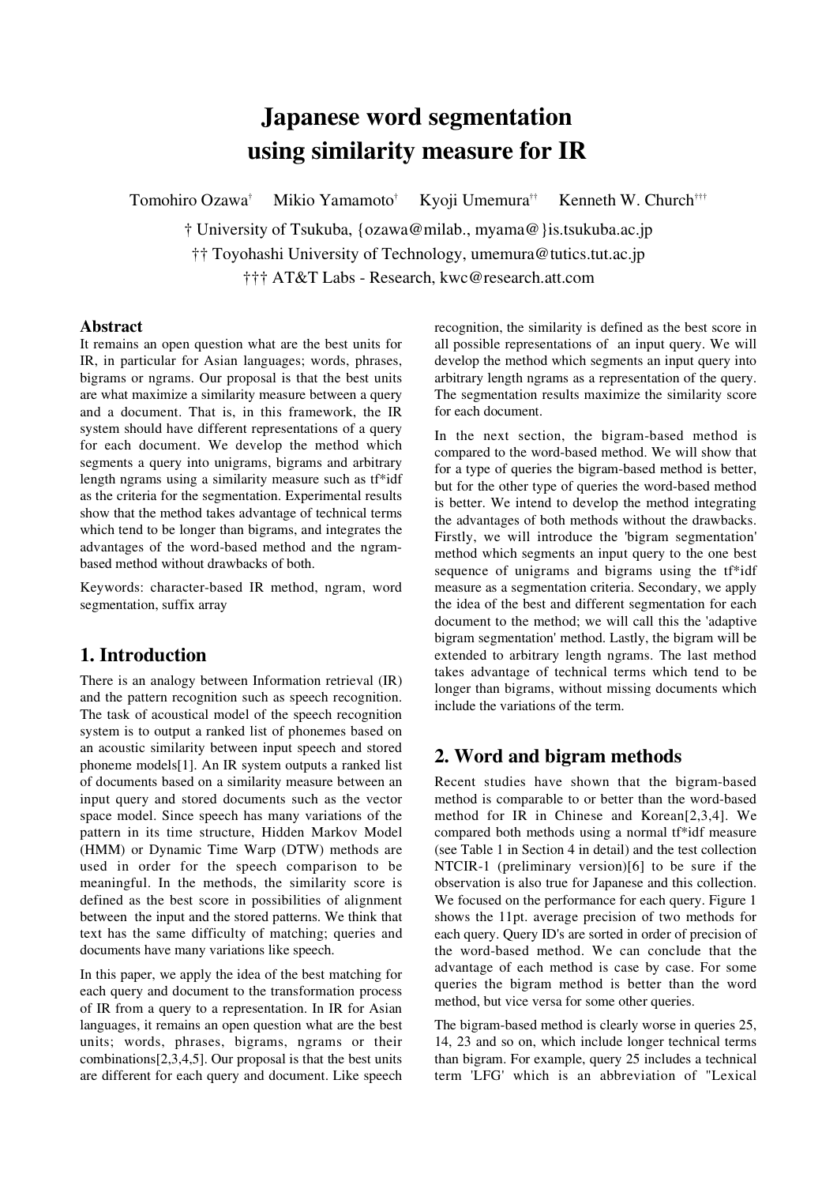# Japanese word segmentation using similarity measure for IR

Tomohiro Ozawa[†] Mikio Yamamoto[†] Kyoji Umemura[††] Kenneth W. Church[†††]

† University of Tsukuba, {ozawa@milab., myama@}is.tsukuba.ac.jp

†† Toyohashi University of Technology, umemura@tutics.tut.ac.jp

††† AT&T Labs - Research, kwc@research.att.com

### Abstract

It remains an open question what are the best units for IR, in particular for Asian languages; words, phrases, bigrams or ngrams. Our proposal is that the best units are what maximize a similarity measure between a query and a document. That is, in this framework, the IR system should have different representations of a query for each document. We develop the method which segments a query into unigrams, bigrams and arbitrary length ngrams using a similarity measure such as tf*idf as the criteria for the segmentation. Experimental results show that the method takes advantage of technical terms which tend to be longer than bigrams, and integrates the advantages of the word-based method and the ngram-based method without drawbacks of both.

Keywords: character-based IR method, ngram, word segmentation, suffix array

## 1. Introduction

There is an analogy between Information retrieval (IR) and the pattern recognition such as speech recognition. The task of acoustical model of the speech recognition system is to output a ranked list of phonemes based on an acoustic similarity between input speech and stored phoneme models[1]. An IR system outputs a ranked list of documents based on a similarity measure between an input query and stored documents such as the vector space model. Since speech has many variations of the pattern in its time structure, Hidden Markov Model (HMM) or Dynamic Time Warp (DTW) methods are used in order for the speech comparison to be meaningful. In the methods, the similarity score is defined as the best score in possibilities of alignment between the input and the stored patterns. We think that text has the same difficulty of matching; queries and documents have many variations like speech.

In this paper, we apply the idea of the best matching for each query and document to the transformation process of IR from a query to a representation. In IR for Asian languages, it remains an open question what are the best units; words, phrases, bigrams, ngrams or their combinations[2,3,4,5]. Our proposal is that the best units are different for each query and document. Like speech recognition, the similarity is defined as the best score in all possible representations of an input query. We will develop the method which segments an input query into arbitrary length ngrams as a representation of the query. The segmentation results maximize the similarity score for each document.

In the next section, the bigram-based method is compared to the word-based method. We will show that for a type of queries the bigram-based method is better, but for the other type of queries the word-based method is better. We intend to develop the method integrating the advantages of both methods without the drawbacks. Firstly, we will introduce the 'bigram segmentation' method which segments an input query to the one best sequence of unigrams and bigrams using the tf*idf measure as a segmentation criteria. Secondary, we apply the idea of the best and different segmentation for each document to the method; we will call this the 'adaptive bigram segmentation' method. Lastly, the bigram will be extended to arbitrary length ngrams. The last method takes advantage of technical terms which tend to be longer than bigrams, without missing documents which include the variations of the term.

## 2. Word and bigram methods

Recent studies have shown that the bigram-based method is comparable to or better than the word-based method for IR in Chinese and Korean[2,3,4]. We compared both methods using a normal tf*idf measure (see Table 1 in Section 4 in detail) and the test collection NTCIR-1 (preliminary version)[6] to be sure if the observation is also true for Japanese and this collection. We focused on the performance for each query. Figure 1 shows the 11pt. average precision of two methods for each query. Query ID's are sorted in order of precision of the word-based method. We can conclude that the advantage of each method is case by case. For some queries the bigram method is better than the word method, but vice versa for some other queries.

The bigram-based method is clearly worse in queries 25, 14, 23 and so on, which include longer technical terms than bigram. For example, query 25 includes a technical term 'LFG' which is an abbreviation of "Lexical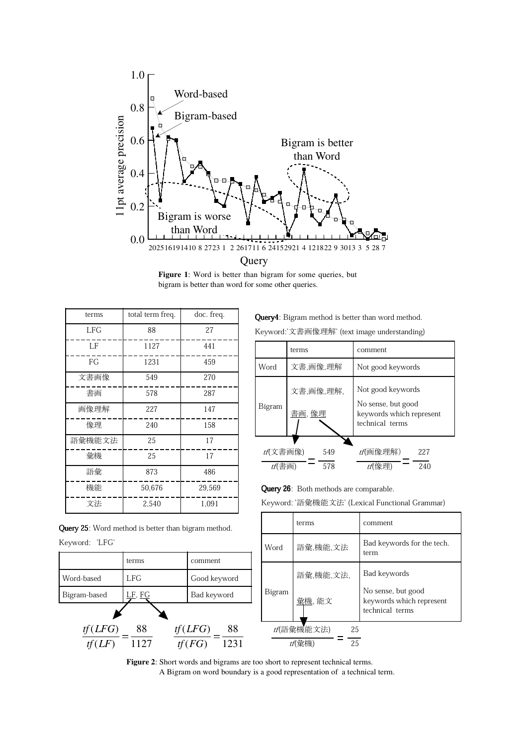1.0
0.8
0.6
0.4
0.2
0.0
11pt average precision
Word-based
Bigram-based
Bigram is better than Word
Bigram is worse than Word
20 25 16 19 14 10 8 27 23 1 2 26 17 11 6 24 15 29 21 4 12 18 22 9 30 13 3 5 28 7
Query

**Figure 1**: Word is better than bigram for some queries, but bigram is better than word for some other queries.

| terms | total term freq. | doc. freq. |
|---|---|---|
| LFG | 88 | 27 |
| LF | 1127 | 441 |
| FG | 1231 | 459 |
| 文書画像 | 549 | 270 |
| 書画 | 578 | 287 |
| 画像理解 | 227 | 147 |
| 像理 | 240 | 158 |
| 語彙機能文法 | 25 | 17 |
| 彙機 | 25 | 17 |
| 語彙 | 873 | 486 |
| 機能 | 50,676 | 29,569 |
| 文法 | 2,540 | 1,091 |

**Query 25**: Word method is better than bigram method.

Keyword: 'LFG'

| | terms | comment |
|---|---|---|
| Word-based | LFG | Good keyword |
| Bigram-based | LF, FG | Bad keyword |

$$\frac{tf(LFG)}{tf(LF)} = \frac{88}{1127} \qquad \frac{tf(LFG)}{tf(FG)} = \frac{88}{1231}$$

**Query4**: Bigram method is better than word method.

Keyword:'文書画像理解' (text image understanding)

| | terms | comment |
|---|---|---|
| Word | 文書,画像,理解 | Not good keywords |
| Bigram | 文書,画像,理解, 書画, 像理 | Not good keywords; No sense, but good keywords which represent technical terms |

$$\frac{tf(\text{文書画像})}{tf(\text{書画})} = \frac{549}{578} \qquad \frac{tf(\text{画像理解})}{tf(\text{像理})} = \frac{227}{240}$$

**Query 26**: Both methods are comparable.

Keyword: '語彙機能文法' (Lexical Functional Grammar)

| | terms | comment |
|---|---|---|
| Word | 語彙,機能,文法 | Bad keywords for the tech. term |
| Bigram | 語彙,機能,文法, 彙機, 能文 | Bad keywords; No sense, but good keywords which represent technical terms |

$$\frac{tf(\text{語彙機能文法})}{tf(\text{彙機})} = \frac{25}{25}$$

**Figure 2**: Short words and bigrams are too short to represent technical terms. A Bigram on word boundary is a good representation of a technical term.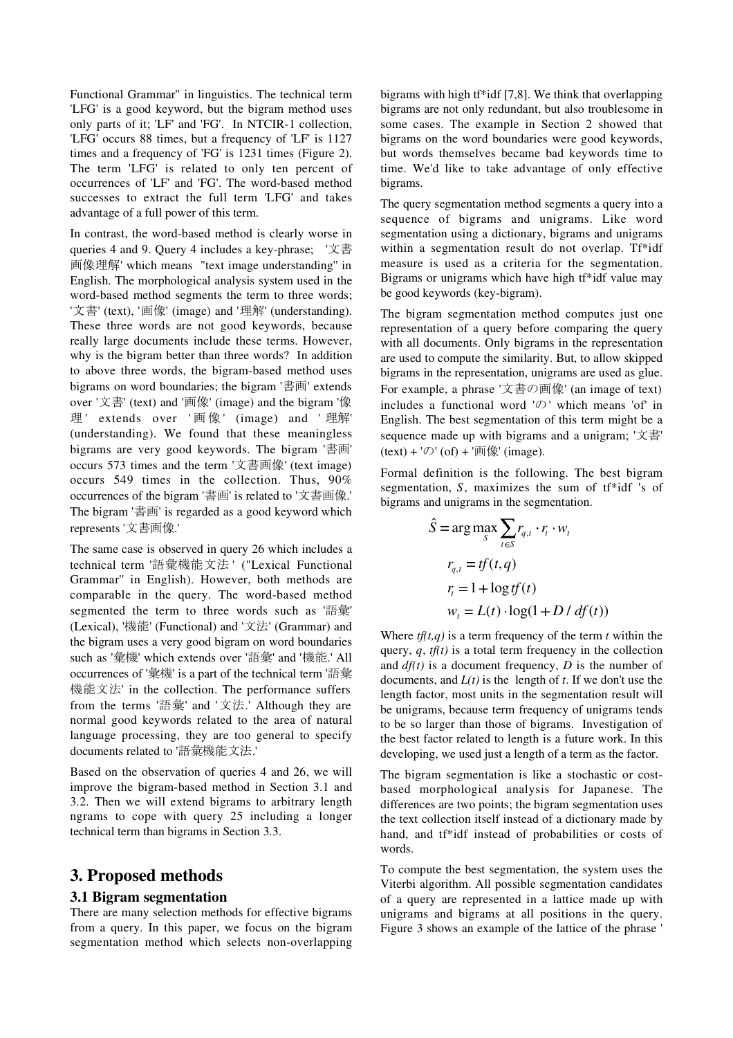Functional Grammar" in linguistics. The technical term 'LFG' is a good keyword, but the bigram method uses only parts of it; 'LF' and 'FG'. In NTCIR-1 collection, 'LFG' occurs 88 times, but a frequency of 'LF' is 1127 times and a frequency of 'FG' is 1231 times (Figure 2). The term 'LFG' is related to only ten percent of occurrences of 'LF' and 'FG'. The word-based method successes to extract the full term 'LFG' and takes advantage of a full power of this term.

In contrast, the word-based method is clearly worse in queries 4 and 9. Query 4 includes a key-phrase; '文書画像理解' which means "text image understanding" in English. The morphological analysis system used in the word-based method segments the term to three words; '文書' (text), '画像' (image) and '理解' (understanding). These three words are not good keywords, because really large documents include these terms. However, why is the bigram better than three words? In addition to above three words, the bigram-based method uses bigrams on word boundaries; the bigram '書画' extends over '文書' (text) and '画像' (image) and the bigram '像理' extends over '画像' (image) and '理解' (understanding). We found that these meaningless bigrams are very good keywords. The bigram '書画' occurs 573 times and the term '文書画像' (text image) occurs 549 times in the collection. Thus, 90% occurrences of the bigram '書画' is related to '文書画像.' The bigram '書画' is regarded as a good keyword which represents '文書画像.'

The same case is observed in query 26 which includes a technical term '語彙機能文法' ("Lexical Functional Grammar" in English). However, both methods are comparable in the query. The word-based method segmented the term to three words such as '語彙' (Lexical), '機能' (Functional) and '文法' (Grammar) and the bigram uses a very good bigram on word boundaries such as '彙機' which extends over '語彙' and '機能.' All occurrences of '彙機' is a part of the technical term '語彙機能文法' in the collection. The performance suffers from the terms '語彙' and '文法.' Although they are normal good keywords related to the area of natural language processing, they are too general to specify documents related to '語彙機能文法.'

Based on the observation of queries 4 and 26, we will improve the bigram-based method in Section 3.1 and 3.2. Then we will extend bigrams to arbitrary length ngrams to cope with query 25 including a longer technical term than bigrams in Section 3.3.

# 3. Proposed methods

## 3.1 Bigram segmentation

There are many selection methods for effective bigrams from a query. In this paper, we focus on the bigram segmentation method which selects non-overlapping bigrams with high tf*idf [7,8]. We think that overlapping bigrams are not only redundant, but also troublesome in some cases. The example in Section 2 showed that bigrams on the word boundaries were good keywords, but words themselves became bad keywords time to time. We'd like to take advantage of only effective bigrams.

The query segmentation method segments a query into a sequence of bigrams and unigrams. Like word segmentation using a dictionary, bigrams and unigrams within a segmentation result do not overlap. Tf*idf measure is used as a criteria for the segmentation. Bigrams or unigrams which have high tf*idf value may be good keywords (key-bigram).

The bigram segmentation method computes just one representation of a query before comparing the query with all documents. Only bigrams in the representation are used to compute the similarity. But, to allow skipped bigrams in the representation, unigrams are used as glue. For example, a phrase '文書の画像' (an image of text) includes a functional word 'の' which means 'of' in English. The best segmentation of this term might be a sequence made up with bigrams and a unigram; '文書' (text) + 'の' (of) + '画像' (image).

Formal definition is the following. The best bigram segmentation, $S$, maximizes the sum of tf*idf 's of bigrams and unigrams in the segmentation.

$$\hat{S} = \arg\max_{S} \sum_{t \in S} r_{q,t} \cdot r_t \cdot w_t$$

$$r_{q,t} = tf(t,q)$$

$$r_t = 1 + \log tf(t)$$

$$w_t = L(t) \cdot \log(1 + D / df(t))$$

Where $tf(t,q)$ is a term frequency of the term $t$ within the query, $q$, $tf(t)$ is a total term frequency in the collection and $df(t)$ is a document frequency, $D$ is the number of documents, and $L(t)$ is the length of $t$. If we don't use the length factor, most units in the segmentation result will be unigrams, because term frequency of unigrams tends to be so larger than those of bigrams. Investigation of the best factor related to length is a future work. In this developing, we used just a length of a term as the factor.

The bigram segmentation is like a stochastic or cost-based morphological analysis for Japanese. The differences are two points; the bigram segmentation uses the text collection itself instead of a dictionary made by hand, and tf*idf instead of probabilities or costs of words.

To compute the best segmentation, the system uses the Viterbi algorithm. All possible segmentation candidates of a query are represented in a lattice made up with unigrams and bigrams at all positions in the query. Figure 3 shows an example of the lattice of the phrase '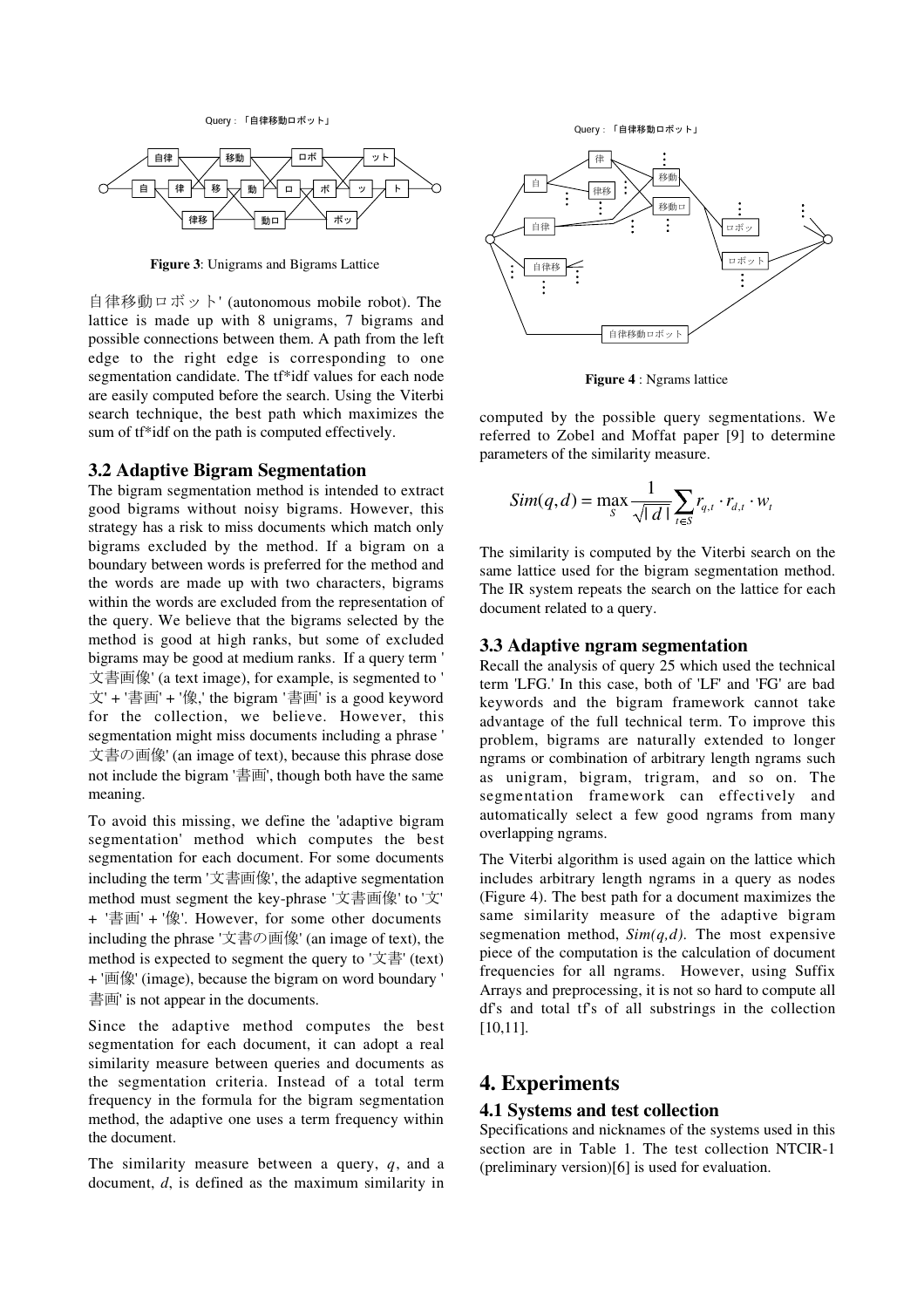Query : 「自律移動ロボット」

自律 移動 ロボ ット

自 律 移 動 ロ ボ ッ ト

律移 動ロ ボッ

**Figure 3**: Unigrams and Bigrams Lattice

自律移動ロボット' (autonomous mobile robot). The lattice is made up with 8 unigrams, 7 bigrams and possible connections between them. A path from the left edge to the right edge is corresponding to one segmentation candidate. The tf*idf values for each node are easily computed before the search. Using the Viterbi search technique, the best path which maximizes the sum of tf*idf on the path is computed effectively.

### 3.2 Adaptive Bigram Segmentation

The bigram segmentation method is intended to extract good bigrams without noisy bigrams. However, this strategy has a risk to miss documents which match only bigrams excluded by the method. If a bigram on a boundary between words is preferred for the method and the words are made up with two characters, bigrams within the words are excluded from the representation of the query. We believe that the bigrams selected by the method is good at high ranks, but some of excluded bigrams may be good at medium ranks. If a query term '文書画像' (a text image), for example, is segmented to '文' + '書画' + '像,' the bigram '書画' is a good keyword for the collection, we believe. However, this segmentation might miss documents including a phrase '文書の画像' (an image of text), because this phrase dose not include the bigram '書画', though both have the same meaning.

To avoid this missing, we define the 'adaptive bigram segmentation' method which computes the best segmentation for each document. For some documents including the term '文書画像', the adaptive segmentation method must segment the key-phrase '文書画像' to '文' + '書画' + '像'. However, for some other documents including the phrase '文書の画像' (an image of text), the method is expected to segment the query to '文書' (text) + '画像' (image), because the bigram on word boundary '書画' is not appear in the documents.

Since the adaptive method computes the best segmentation for each document, it can adopt a real similarity measure between queries and documents as the segmentation criteria. Instead of a total term frequency in the formula for the bigram segmentation method, the adaptive one uses a term frequency within the document.

The similarity measure between a query, $q$, and a document, $d$, is defined as the maximum similarity in computed by the possible query segmentations. We referred to Zobel and Moffat paper [9] to determine parameters of the similarity measure.

$$Sim(q,d) = \max_{S} \frac{1}{\sqrt{|d|}} \sum_{t \in S} r_{q,t} \cdot r_{d,t} \cdot w_t$$

The similarity is computed by the Viterbi search on the same lattice used for the bigram segmentation method. The IR system repeats the search on the lattice for each document related to a query.

Query : 「自律移動ロボット」

自 律 律移 移動 移動ロ 自律 ロボッ ロボット 自律移 自律移動ロボット

**Figure 4** : Ngrams lattice

### 3.3 Adaptive ngram segmentation

Recall the analysis of query 25 which used the technical term 'LFG.' In this case, both of 'LF' and 'FG' are bad keywords and the bigram framework cannot take advantage of the full technical term. To improve this problem, bigrams are naturally extended to longer ngrams or combination of arbitrary length ngrams such as unigram, bigram, trigram, and so on. The segmentation framework can effectively and automatically select a few good ngrams from many overlapping ngrams.

The Viterbi algorithm is used again on the lattice which includes arbitrary length ngrams in a query as nodes (Figure 4). The best path for a document maximizes the same similarity measure of the adaptive bigram segmenation method, $Sim(q,d)$. The most expensive piece of the computation is the calculation of document frequencies for all ngrams. However, using Suffix Arrays and preprocessing, it is not so hard to compute all df's and total tf's of all substrings in the collection [10,11].

## 4. Experiments

### 4.1 Systems and test collection

Specifications and nicknames of the systems used in this section are in Table 1. The test collection NTCIR-1 (preliminary version)[6] is used for evaluation.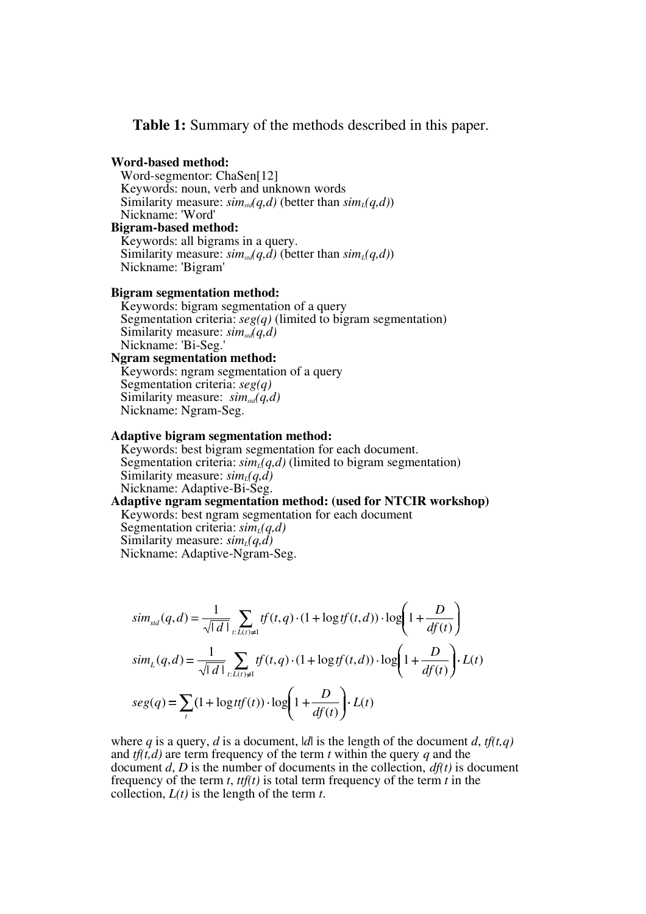**Table 1:** Summary of the methods described in this paper.

**Word-based method:**
Word-segmentor: ChaSen[12]
Keywords: noun, verb and unknown words
Similarity measure: $sim_{std}(q,d)$ (better than $sim_L(q,d)$)
Nickname: 'Word'

**Bigram-based method:**
Keywords: all bigrams in a query.
Similarity measure: $sim_{std}(q,d)$ (better than $sim_L(q,d)$)
Nickname: 'Bigram'

**Bigram segmentation method:**
Keywords: bigram segmentation of a query
Segmentation criteria: $seg(q)$ (limited to bigram segmentation)
Similarity measure: $sim_{std}(q,d)$
Nickname: 'Bi-Seg.'

**Ngram segmentation method:**
Keywords: ngram segmentation of a query
Segmentation criteria: $seg(q)$
Similarity measure: $sim_{std}(q,d)$
Nickname: Ngram-Seg.

**Adaptive bigram segmentation method:**
Keywords: best bigram segmentation for each document.
Segmentation criteria: $sim_L(q,d)$ (limited to bigram segmentation)
Similarity measure: $sim_L(q,d)$
Nickname: Adaptive-Bi-Seg.

**Adaptive ngram segmentation method: (used for NTCIR workshop)**
Keywords: best ngram segmentation for each document
Segmentation criteria: $sim_L(q,d)$
Similarity measure: $sim_L(q,d)$
Nickname: Adaptive-Ngram-Seg.

$$sim_{std}(q,d) = \frac{1}{\sqrt{|d|}} \sum_{t:L(t)\neq 1} tf(t,q) \cdot (1 + \log tf(t,d)) \cdot \log\left(1 + \frac{D}{df(t)}\right)$$

$$sim_L(q,d) = \frac{1}{\sqrt{|d|}} \sum_{t:L(t)\neq 1} tf(t,q) \cdot (1 + \log tf(t,d)) \cdot \log\left(1 + \frac{D}{df(t)}\right) \cdot L(t)$$

$$seg(q) = \sum_{t} (1 + \log ttf(t)) \cdot \log\left(1 + \frac{D}{df(t)}\right) \cdot L(t)$$

where $q$ is a query, $d$ is a document, $|d|$ is the length of the document $d$, $tf(t,q)$ and $tf(t,d)$ are term frequency of the term $t$ within the query $q$ and the document $d$, $D$ is the number of documents in the collection, $df(t)$ is document frequency of the term $t$, $ttf(t)$ is total term frequency of the term $t$ in the collection, $L(t)$ is the length of the term $t$.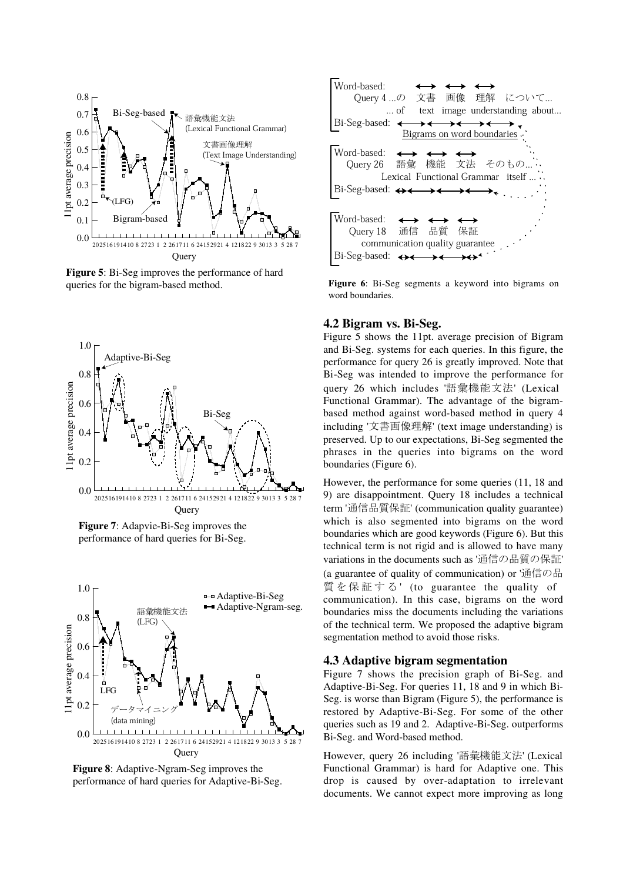0.8
0.7
0.6
0.5
0.4
0.3
0.2
0.1
0.0
11pt average precision
Bi-Seg-based
語彙機能文法
(Lexical Functional Grammar)
文書画像理解
(Text Image Understanding)
(LFG)
Bigram-based
2025161914108272312261711624152921412182293013352 87
Query

**Figure 5**: Bi-Seg improves the performance of hard queries for the bigram-based method.

1.0
0.8
0.6
0.4
0.2
0.0
11pt average precision
Adaptive-Bi-Seg
Bi-Seg
2025161914108272312261711624152921412182293013352 87
Query

**Figure 7**: Adapvie-Bi-Seg improves the performance of hard queries for Bi-Seg.

1.0
0.8
0.6
0.4
0.2
0.0
11pt average precision
Adaptive-Bi-Seg
Adaptive-Ngram-seg.
語彙機能文法
(LFG)
LFG
データマイニング
(data mining)
2025161914108272312261711624152921412182293013352 87
Query

**Figure 8**: Adaptive-Ngram-Seg improves the performance of hard queries for Adaptive-Bi-Seg.

Word-based:
Query 4 ...の 文書 画像 理解 について...
... of text image understanding about...
Bi-Seg-based:
Bigrams on word boundaries

Word-based:
Query 26 語彙 機能 文法 そのもの...
Lexical Functional Grammar itself ...
Bi-Seg-based:

Word-based:
Query 18 通信 品質 保証
communication quality guarantee
Bi-Seg-based:

**Figure 6**: Bi-Seg segments a keyword into bigrams on word boundaries.

## 4.2 Bigram vs. Bi-Seg.

Figure 5 shows the 11pt. average precision of Bigram and Bi-Seg. systems for each queries. In this figure, the performance for query 26 is greatly improved. Note that Bi-Seg was intended to improve the performance for query 26 which includes '語彙機能文法' (Lexical Functional Grammar). The advantage of the bigram-based method against word-based method in query 4 including '文書画像理解' (text image understanding) is preserved. Up to our expectations, Bi-Seg segmented the phrases in the queries into bigrams on the word boundaries (Figure 6).

However, the performance for some queries (11, 18 and 9) are disappointment. Query 18 includes a technical term '通信品質保証' (communication quality guarantee) which is also segmented into bigrams on the word boundaries which are good keywords (Figure 6). But this technical term is not rigid and is allowed to have many variations in the documents such as '通信の品質の保証' (a guarantee of quality of communication) or '通信の品質を保証する' (to guarantee the quality of communication). In this case, bigrams on the word boundaries miss the documents including the variations of the technical term. We proposed the adaptive bigram segmentation method to avoid those risks.

## 4.3 Adaptive bigram segmentation

Figure 7 shows the precision graph of Bi-Seg. and Adaptive-Bi-Seg. For queries 11, 18 and 9 in which Bi-Seg. is worse than Bigram (Figure 5), the performance is restored by Adaptive-Bi-Seg. For some of the other queries such as 19 and 2. Adaptive-Bi-Seg. outperforms Bi-Seg. and Word-based method.

However, query 26 including '語彙機能文法' (Lexical Functional Grammar) is hard for Adaptive one. This drop is caused by over-adaptation to irrelevant documents. We cannot expect more improving as long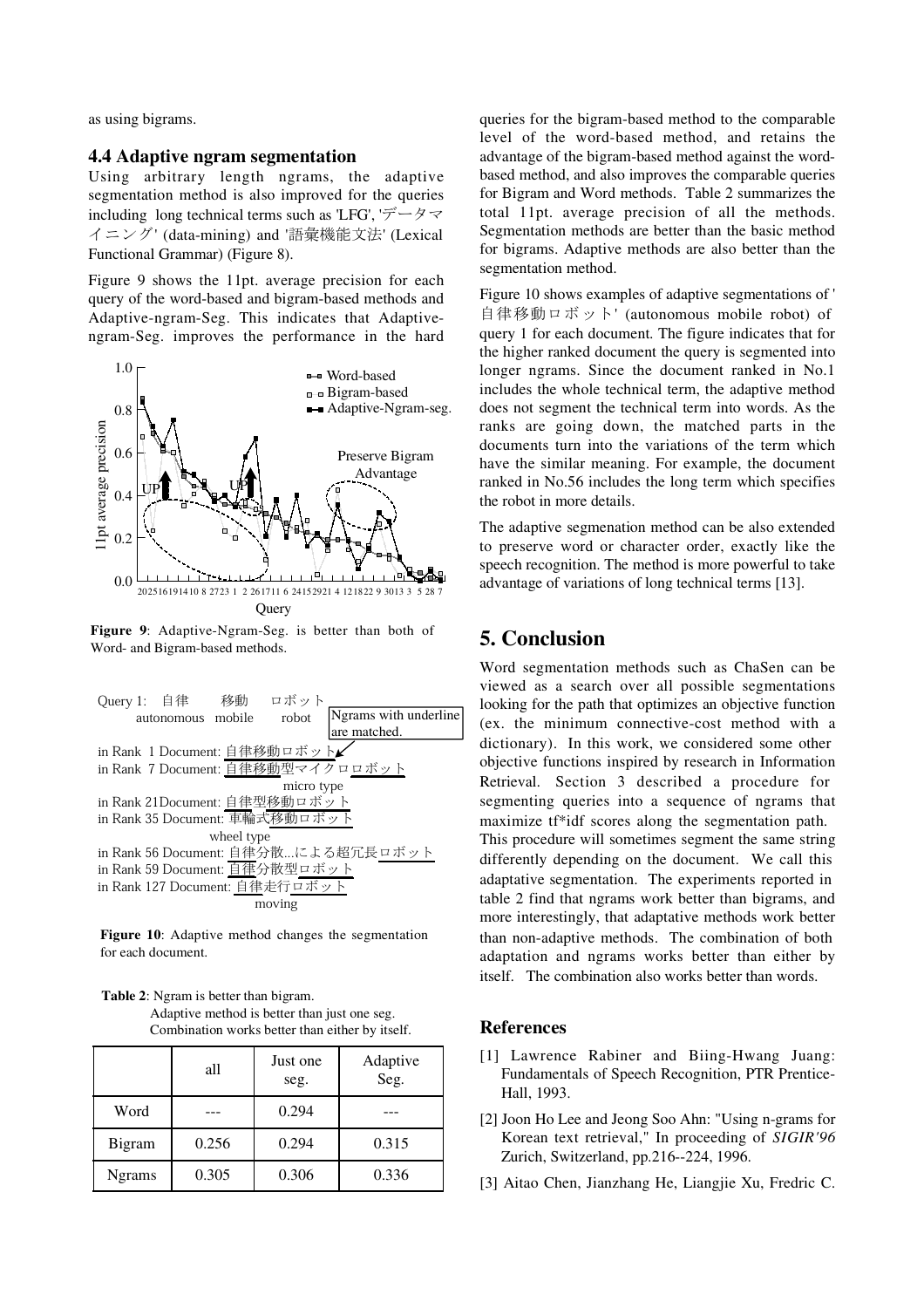as using bigrams.

### 4.4 Adaptive ngram segmentation

Using arbitrary length ngrams, the adaptive segmentation method is also improved for the queries including long technical terms such as 'LFG', 'データマイニング' (data-mining) and '語彙機能文法' (Lexical Functional Grammar) (Figure 8).

Figure 9 shows the 11pt. average precision for each query of the word-based and bigram-based methods and Adaptive-ngram-Seg. This indicates that Adaptive-ngram-Seg. improves the performance in the hard queries for the bigram-based method to the comparable level of the word-based method, and retains the advantage of the bigram-based method against the word-based method, and also improves the comparable queries for Bigram and Word methods. Table 2 summarizes the total 11pt. average precision of all the methods. Segmentation methods are better than the basic method for bigrams. Adaptive methods are also better than the segmentation method.

1.0
0.8
0.6
0.4
0.2
0.0
11pt average precision
Word-based
Bigram-based
Adaptive-Ngram-seg.
UP
UP
Preserve Bigram Advantage
2025161914108 2723 1 2 261711 6 24152921 4 121822 9 3013 3 5 28 7
Query

**Figure 9**: Adaptive-Ngram-Seg. is better than both of Word- and Bigram-based methods.

Query 1: 自律 移動 ロボット
autonomous mobile robot
Ngrams with underline are matched.
in Rank 1 Document: 自律移動ロボット
in Rank 7 Document: 自律移動型マイクロロボット
micro type
in Rank 21Document: 自律型移動ロボット
in Rank 35 Document: 車輪式移動ロボット
wheel type
in Rank 56 Document: 自律分散...による超冗長ロボット
in Rank 59 Document: 自律分散型ロボット
in Rank 127 Document: 自律走行ロボット
moving

**Figure 10**: Adaptive method changes the segmentation for each document.

**Table 2**: Ngram is better than bigram.
Adaptive method is better than just one seg.
Combination works better than either by itself.

| | all | Just one seg. | Adaptive Seg. |
|---|---|---|---|
| Word | --- | 0.294 | --- |
| Bigram | 0.256 | 0.294 | 0.315 |
| Ngrams | 0.305 | 0.306 | 0.336 |

Figure 10 shows examples of adaptive segmentations of '自律移動ロボット' (autonomous mobile robot) of query 1 for each document. The figure indicates that for the higher ranked document the query is segmented into longer ngrams. Since the document ranked in No.1 includes the whole technical term, the adaptive method does not segment the technical term into words. As the ranks are going down, the matched parts in the documents turn into the variations of the term which have the similar meaning. For example, the document ranked in No.56 includes the long term which specifies the robot in more details.

The adaptive segmenation method can be also extended to preserve word or character order, exactly like the speech recognition. The method is more powerful to take advantage of variations of long technical terms [13].

## 5. Conclusion

Word segmentation methods such as ChaSen can be viewed as a search over all possible segmentations looking for the path that optimizes an objective function (ex. the minimum connective-cost method with a dictionary). In this work, we considered some other objective functions inspired by research in Information Retrieval. Section 3 described a procedure for segmenting queries into a sequence of ngrams that maximize tf*idf scores along the segmentation path. This procedure will sometimes segment the same string differently depending on the document. We call this adaptative segmentation. The experiments reported in table 2 find that ngrams work better than bigrams, and more interestingly, that adaptative methods work better than non-adaptive methods. The combination of both adaptation and ngrams works better than either by itself. The combination also works better than words.

### References

[1] Lawrence Rabiner and Biing-Hwang Juang: Fundamentals of Speech Recognition, PTR Prentice-Hall, 1993.

[2] Joon Ho Lee and Jeong Soo Ahn: "Using n-grams for Korean text retrieval," In proceeding of *SIGIR'96* Zurich, Switzerland, pp.216--224, 1996.

[3] Aitao Chen, Jianzhang He, Liangjie Xu, Fredric C.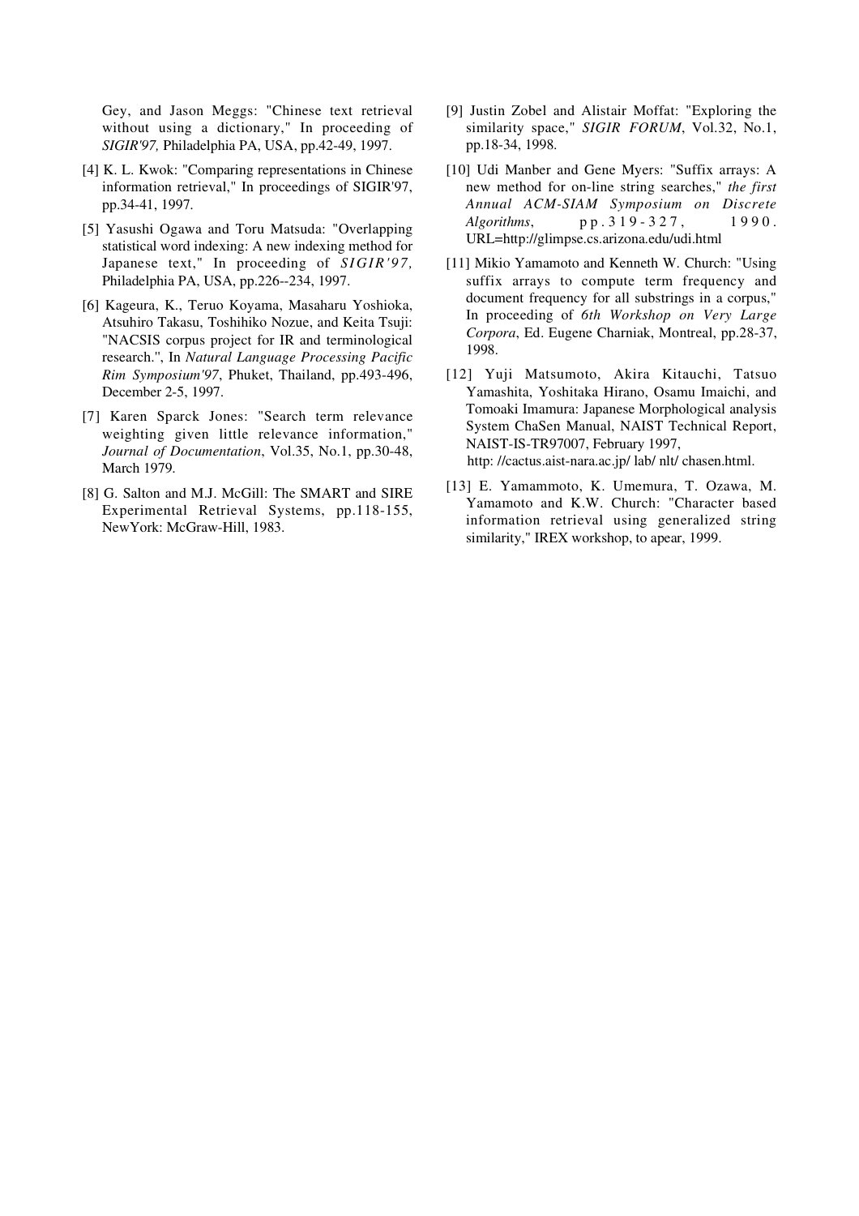Gey, and Jason Meggs: "Chinese text retrieval without using a dictionary," In proceeding of *SIGIR'97,* Philadelphia PA, USA, pp.42-49, 1997.

[4] K. L. Kwok: "Comparing representations in Chinese information retrieval," In proceedings of SIGIR'97, pp.34-41, 1997.

[5] Yasushi Ogawa and Toru Matsuda: "Overlapping statistical word indexing: A new indexing method for Japanese text," In proceeding of *SIGIR'97,* Philadelphia PA, USA, pp.226--234, 1997.

[6] Kageura, K., Teruo Koyama, Masaharu Yoshioka, Atsuhiro Takasu, Toshihiko Nozue, and Keita Tsuji: "NACSIS corpus project for IR and terminological research.", In *Natural Language Processing Pacific Rim Symposium'97*, Phuket, Thailand, pp.493-496, December 2-5, 1997.

[7] Karen Sparck Jones: "Search term relevance weighting given little relevance information," *Journal of Documentation*, Vol.35, No.1, pp.30-48, March 1979.

[8] G. Salton and M.J. McGill: The SMART and SIRE Experimental Retrieval Systems, pp.118-155, NewYork: McGraw-Hill, 1983.

[9] Justin Zobel and Alistair Moffat: "Exploring the similarity space," *SIGIR FORUM*, Vol.32, No.1, pp.18-34, 1998.

[10] Udi Manber and Gene Myers: "Suffix arrays: A new method for on-line string searches," *the first Annual ACM-SIAM Symposium on Discrete Algorithms*, pp.319-327, 1990. URL=http://glimpse.cs.arizona.edu/udi.html

[11] Mikio Yamamoto and Kenneth W. Church: "Using suffix arrays to compute term frequency and document frequency for all substrings in a corpus," In proceeding of *6th Workshop on Very Large Corpora*, Ed. Eugene Charniak, Montreal, pp.28-37, 1998.

[12] Yuji Matsumoto, Akira Kitauchi, Tatsuo Yamashita, Yoshitaka Hirano, Osamu Imaichi, and Tomoaki Imamura: Japanese Morphological analysis System ChaSen Manual, NAIST Technical Report, NAIST-IS-TR97007, February 1997, http: //cactus.aist-nara.ac.jp/ lab/ nlt/ chasen.html.

[13] E. Yamammoto, K. Umemura, T. Ozawa, M. Yamamoto and K.W. Church: "Character based information retrieval using generalized string similarity," IREX workshop, to apear, 1999.